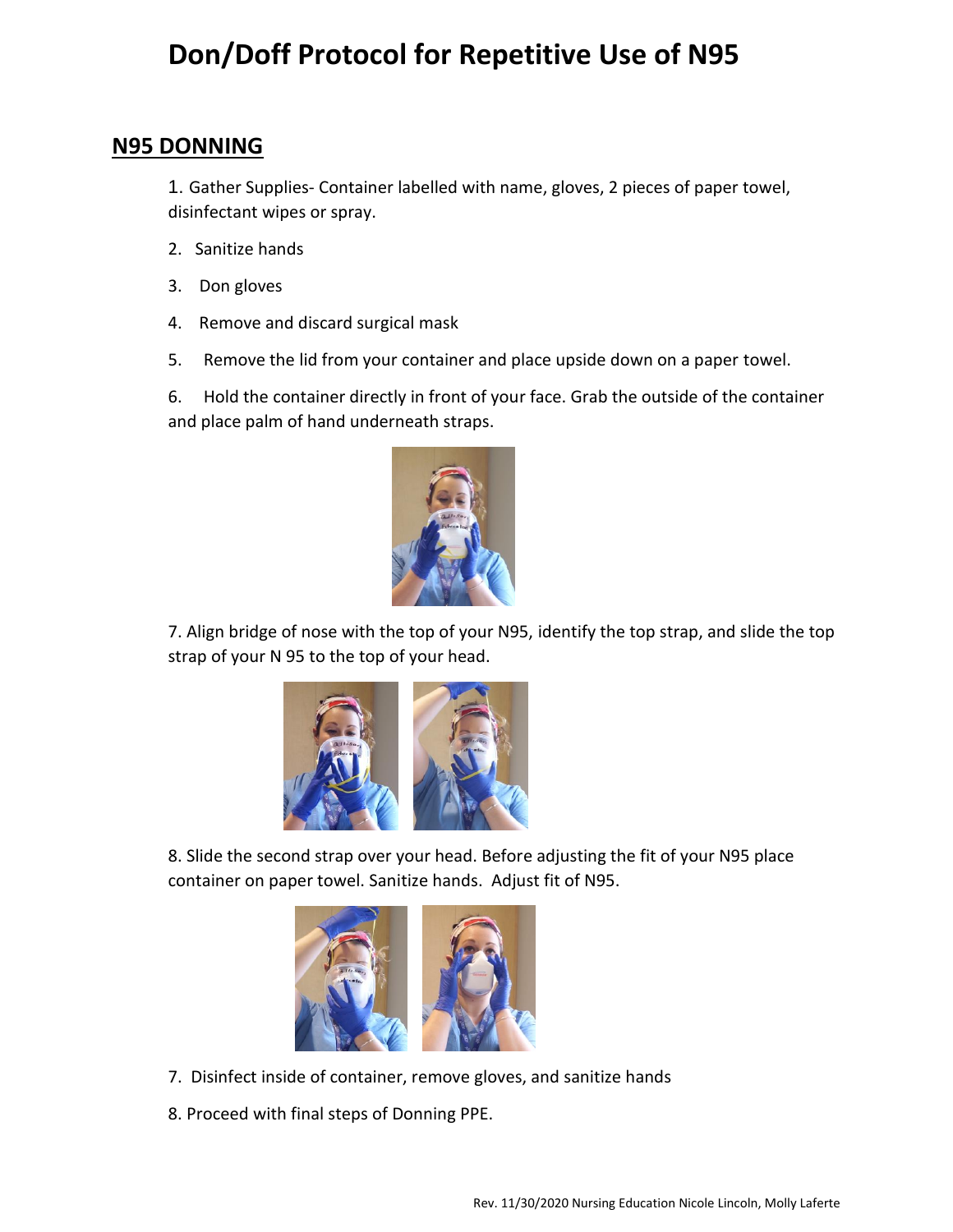# Don/Doff Protocol for Repetitive Use of N95

## N95 DONNING

1. Gather Supplies- Container labelled with name, gloves, 2 pieces of paper towel, disinfectant wipes or spray.

2. Sanitize hands

3. Don gloves

4. Remove and discard surgical mask

5. Remove the lid from your container and place upside down on a paper towel.

6. Hold the container directly in front of your face. Grab the outside of the container and place palm of hand underneath straps.

7. Align bridge of nose with the top of your N95, identify the top strap, and slide the top strap of your N 95 to the top of your head.

8. Slide the second strap over your head. Before adjusting the fit of your N95 place container on paper towel. Sanitize hands. Adjust fit of N95.

7. Disinfect inside of container, remove gloves, and sanitize hands

8. Proceed with final steps of Donning PPE.

Rev. 11/30/2020 Nursing Education Nicole Lincoln, Molly Laferte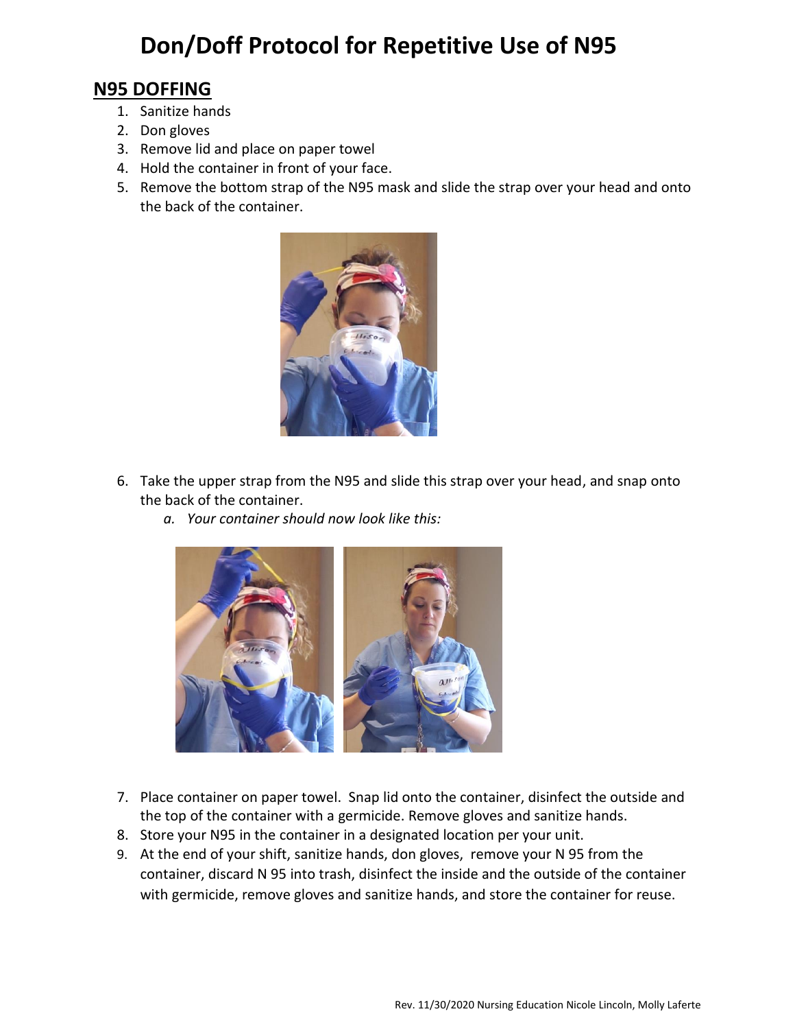# Don/Doff Protocol for Repetitive Use of N95

## N95 DOFFING

1. Sanitize hands
2. Don gloves
3. Remove lid and place on paper towel
4. Hold the container in front of your face.
5. Remove the bottom strap of the N95 mask and slide the strap over your head and onto the back of the container.
6. Take the upper strap from the N95 and slide this strap over your head, and snap onto the back of the container.
   a. *Your container should now look like this:*
7. Place container on paper towel. Snap lid onto the container, disinfect the outside and the top of the container with a germicide. Remove gloves and sanitize hands.
8. Store your N95 in the container in a designated location per your unit.
9. At the end of your shift, sanitize hands, don gloves, remove your N 95 from the container, discard N 95 into trash, disinfect the inside and the outside of the container with germicide, remove gloves and sanitize hands, and store the container for reuse.

Rev. 11/30/2020 Nursing Education Nicole Lincoln, Molly Laferte